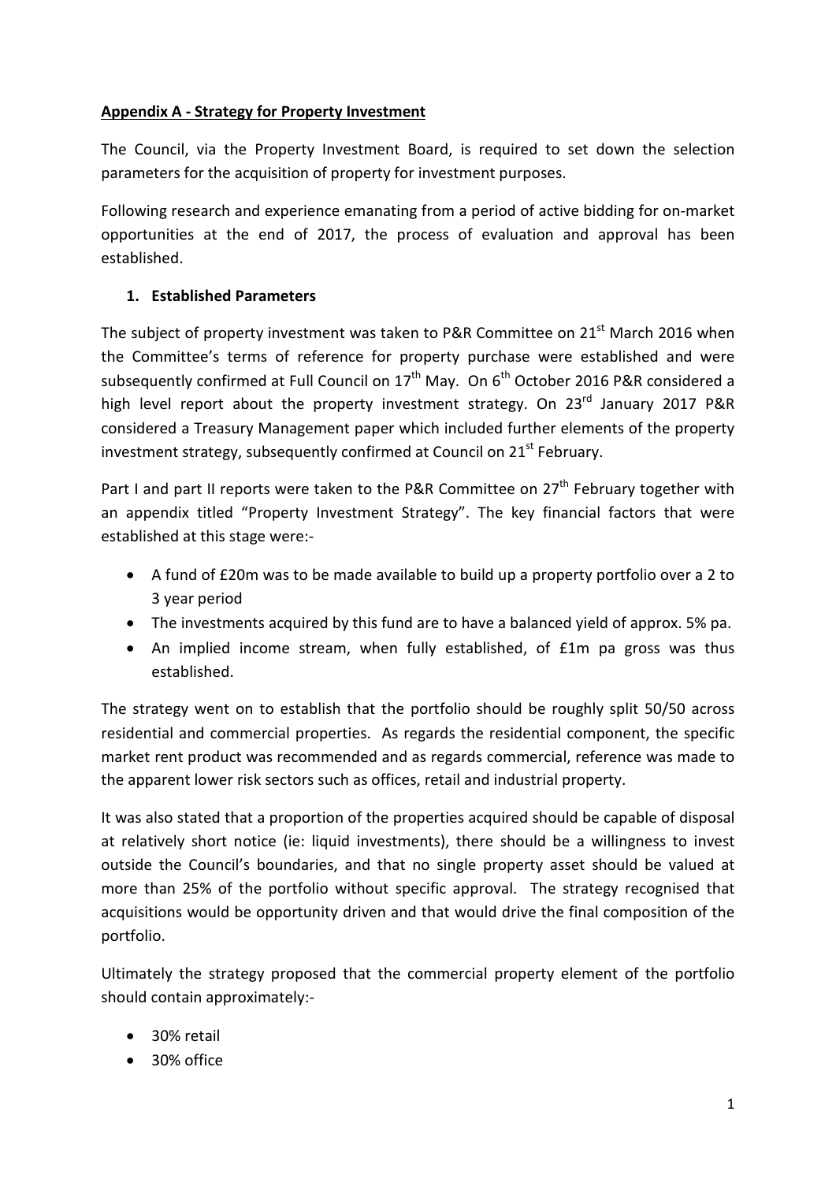**Appendix A - Strategy for Property Investment**

The Council, via the Property Investment Board, is required to set down the selection parameters for the acquisition of property for investment purposes.

Following research and experience emanating from a period of active bidding for on-market opportunities at the end of 2017, the process of evaluation and approval has been established.

1. **Established Parameters**

The subject of property investment was taken to P&R Committee on 21st March 2016 when the Committee's terms of reference for property purchase were established and were subsequently confirmed at Full Council on 17th May. On 6th October 2016 P&R considered a high level report about the property investment strategy. On 23rd January 2017 P&R considered a Treasury Management paper which included further elements of the property investment strategy, subsequently confirmed at Council on 21st February.

Part I and part II reports were taken to the P&R Committee on 27th February together with an appendix titled "Property Investment Strategy". The key financial factors that were established at this stage were:-

- A fund of £20m was to be made available to build up a property portfolio over a 2 to 3 year period
- The investments acquired by this fund are to have a balanced yield of approx. 5% pa.
- An implied income stream, when fully established, of £1m pa gross was thus established.

The strategy went on to establish that the portfolio should be roughly split 50/50 across residential and commercial properties. As regards the residential component, the specific market rent product was recommended and as regards commercial, reference was made to the apparent lower risk sectors such as offices, retail and industrial property.

It was also stated that a proportion of the properties acquired should be capable of disposal at relatively short notice (ie: liquid investments), there should be a willingness to invest outside the Council's boundaries, and that no single property asset should be valued at more than 25% of the portfolio without specific approval. The strategy recognised that acquisitions would be opportunity driven and that would drive the final composition of the portfolio.

Ultimately the strategy proposed that the commercial property element of the portfolio should contain approximately:-

- 30% retail
- 30% office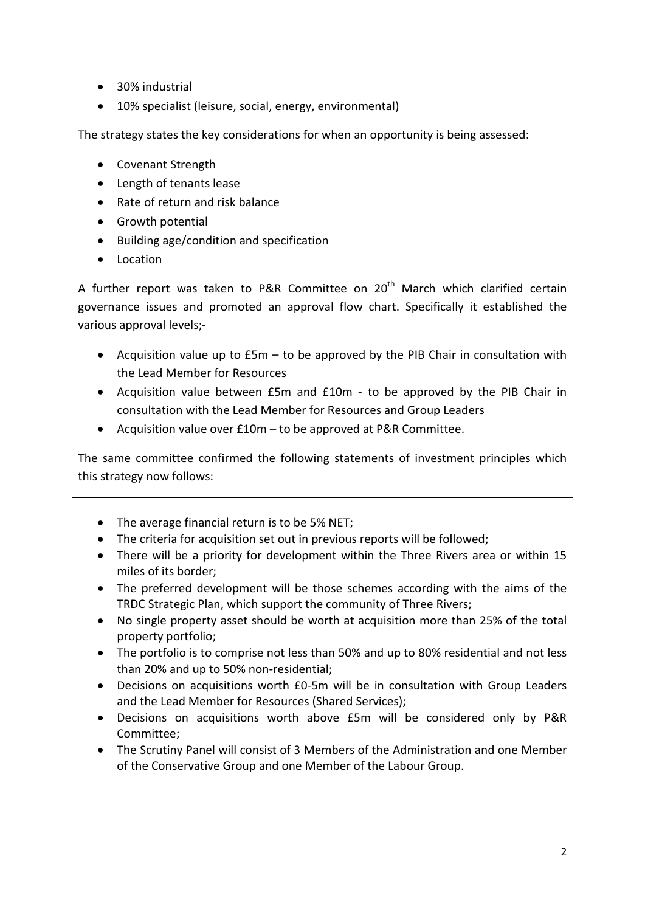- 30% industrial
- 10% specialist (leisure, social, energy, environmental)

The strategy states the key considerations for when an opportunity is being assessed:

- Covenant Strength
- Length of tenants lease
- Rate of return and risk balance
- Growth potential
- Building age/condition and specification
- Location

A further report was taken to P&R Committee on 20th March which clarified certain governance issues and promoted an approval flow chart. Specifically it established the various approval levels;-

- Acquisition value up to £5m – to be approved by the PIB Chair in consultation with the Lead Member for Resources
- Acquisition value between £5m and £10m - to be approved by the PIB Chair in consultation with the Lead Member for Resources and Group Leaders
- Acquisition value over £10m – to be approved at P&R Committee.

The same committee confirmed the following statements of investment principles which this strategy now follows:

- The average financial return is to be 5% NET;
- The criteria for acquisition set out in previous reports will be followed;
- There will be a priority for development within the Three Rivers area or within 15 miles of its border;
- The preferred development will be those schemes according with the aims of the TRDC Strategic Plan, which support the community of Three Rivers;
- No single property asset should be worth at acquisition more than 25% of the total property portfolio;
- The portfolio is to comprise not less than 50% and up to 80% residential and not less than 20% and up to 50% non-residential;
- Decisions on acquisitions worth £0-5m will be in consultation with Group Leaders and the Lead Member for Resources (Shared Services);
- Decisions on acquisitions worth above £5m will be considered only by P&R Committee;
- The Scrutiny Panel will consist of 3 Members of the Administration and one Member of the Conservative Group and one Member of the Labour Group.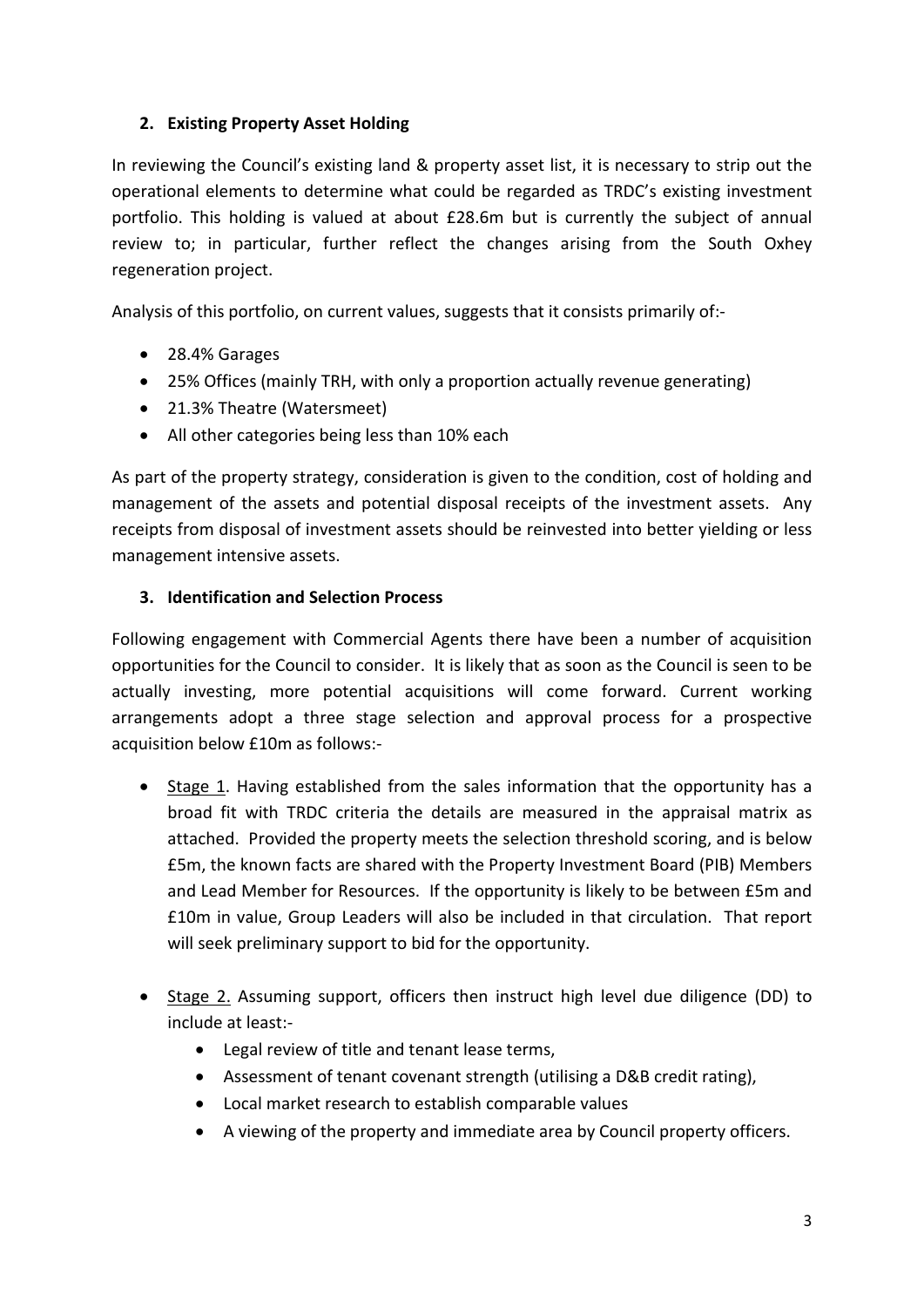## 2. Existing Property Asset Holding

In reviewing the Council's existing land & property asset list, it is necessary to strip out the operational elements to determine what could be regarded as TRDC's existing investment portfolio. This holding is valued at about £28.6m but is currently the subject of annual review to; in particular, further reflect the changes arising from the South Oxhey regeneration project.

Analysis of this portfolio, on current values, suggests that it consists primarily of:-

- 28.4% Garages
- 25% Offices (mainly TRH, with only a proportion actually revenue generating)
- 21.3% Theatre (Watersmeet)
- All other categories being less than 10% each

As part of the property strategy, consideration is given to the condition, cost of holding and management of the assets and potential disposal receipts of the investment assets. Any receipts from disposal of investment assets should be reinvested into better yielding or less management intensive assets.

## 3. Identification and Selection Process

Following engagement with Commercial Agents there have been a number of acquisition opportunities for the Council to consider. It is likely that as soon as the Council is seen to be actually investing, more potential acquisitions will come forward. Current working arrangements adopt a three stage selection and approval process for a prospective acquisition below £10m as follows:-

- Stage 1. Having established from the sales information that the opportunity has a broad fit with TRDC criteria the details are measured in the appraisal matrix as attached. Provided the property meets the selection threshold scoring, and is below £5m, the known facts are shared with the Property Investment Board (PIB) Members and Lead Member for Resources. If the opportunity is likely to be between £5m and £10m in value, Group Leaders will also be included in that circulation. That report will seek preliminary support to bid for the opportunity.

- Stage 2. Assuming support, officers then instruct high level due diligence (DD) to include at least:-
  - Legal review of title and tenant lease terms,
  - Assessment of tenant covenant strength (utilising a D&B credit rating),
  - Local market research to establish comparable values
  - A viewing of the property and immediate area by Council property officers.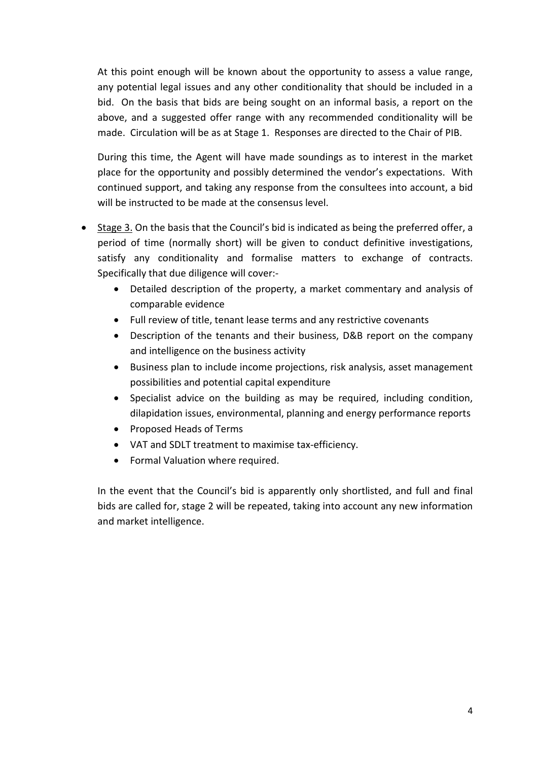At this point enough will be known about the opportunity to assess a value range, any potential legal issues and any other conditionality that should be included in a bid. On the basis that bids are being sought on an informal basis, a report on the above, and a suggested offer range with any recommended conditionality will be made. Circulation will be as at Stage 1. Responses are directed to the Chair of PIB.

During this time, the Agent will have made soundings as to interest in the market place for the opportunity and possibly determined the vendor's expectations. With continued support, and taking any response from the consultees into account, a bid will be instructed to be made at the consensus level.

- <u>Stage 3.</u> On the basis that the Council's bid is indicated as being the preferred offer, a period of time (normally short) will be given to conduct definitive investigations, satisfy any conditionality and formalise matters to exchange of contracts. Specifically that due diligence will cover:-
    - Detailed description of the property, a market commentary and analysis of comparable evidence
    - Full review of title, tenant lease terms and any restrictive covenants
    - Description of the tenants and their business, D&B report on the company and intelligence on the business activity
    - Business plan to include income projections, risk analysis, asset management possibilities and potential capital expenditure
    - Specialist advice on the building as may be required, including condition, dilapidation issues, environmental, planning and energy performance reports
    - Proposed Heads of Terms
    - VAT and SDLT treatment to maximise tax-efficiency.
    - Formal Valuation where required.

  In the event that the Council's bid is apparently only shortlisted, and full and final bids are called for, stage 2 will be repeated, taking into account any new information and market intelligence.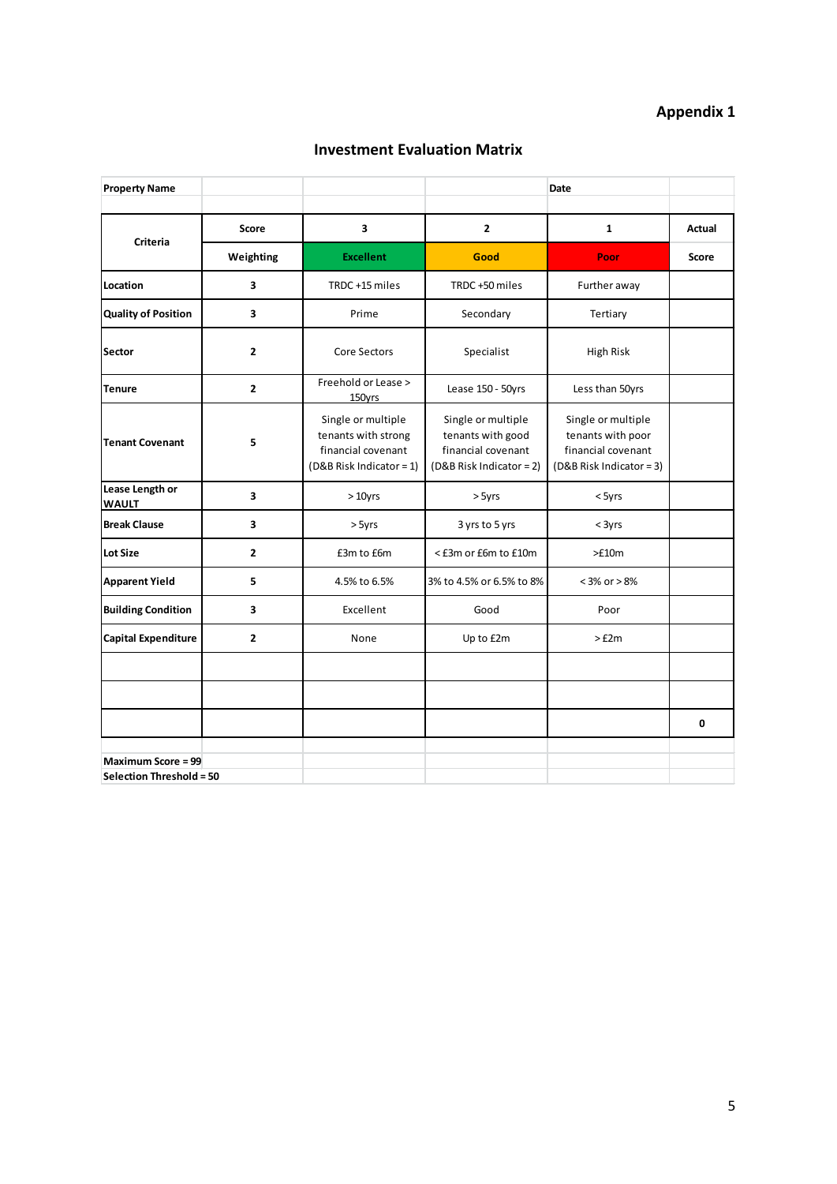**Appendix 1**

## Investment Evaluation Matrix

| **Property Name** | | | | **Date** | |
|---|---|---|---|---|---|
| **Criteria** | **Score** | **3** | **2** | **1** | **Actual** |
| | **Weighting** | **Excellent** | **Good** | **Poor** | **Score** |
| **Location** | **3** | TRDC +15 miles | TRDC +50 miles | Further away | |
| **Quality of Position** | **3** | Prime | Secondary | Tertiary | |
| **Sector** | **2** | Core Sectors | Specialist | High Risk | |
| **Tenure** | **2** | Freehold or Lease > 150yrs | Lease 150 - 50yrs | Less than 50yrs | |
| **Tenant Covenant** | **5** | Single or multiple tenants with strong financial covenant (D&B Risk Indicator = 1) | Single or multiple tenants with good financial covenant (D&B Risk Indicator = 2) | Single or multiple tenants with poor financial covenant (D&B Risk Indicator = 3) | |
| **Lease Length or WAULT** | **3** | > 10yrs | > 5yrs | < 5yrs | |
| **Break Clause** | **3** | > 5yrs | 3 yrs to 5 yrs | < 3yrs | |
| **Lot Size** | **2** | £3m to £6m | < £3m or £6m to £10m | >£10m | |
| **Apparent Yield** | **5** | 4.5% to 6.5% | 3% to 4.5% or 6.5% to 8% | < 3% or > 8% | |
| **Building Condition** | **3** | Excellent | Good | Poor | |
| **Capital Expenditure** | **2** | None | Up to £2m | > £2m | |
| | | | | | |
| | | | | | |
| | | | | | **0** |

**Maximum Score = 99**
**Selection Threshold = 50**